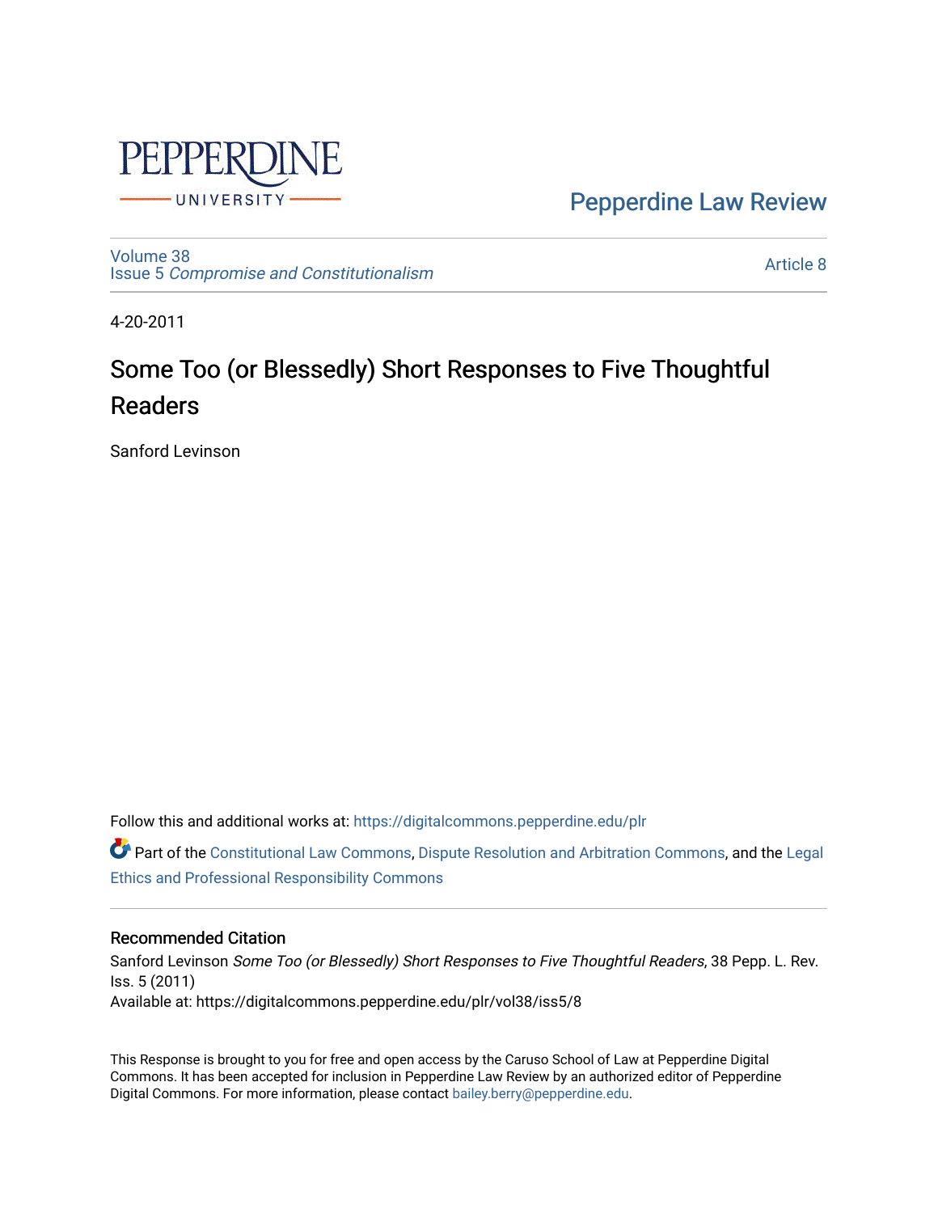Pepperdine Law Review

Volume 38
Issue 5 *Compromise and Constitutionalism*

Article 8

4-20-2011

# Some Too (or Blessedly) Short Responses to Five Thoughtful Readers

Sanford Levinson

Follow this and additional works at: https://digitalcommons.pepperdine.edu/plr

Part of the Constitutional Law Commons, Dispute Resolution and Arbitration Commons, and the Legal Ethics and Professional Responsibility Commons

## Recommended Citation

Sanford Levinson *Some Too (or Blessedly) Short Responses to Five Thoughtful Readers*, 38 Pepp. L. Rev. Iss. 5 (2011)
Available at: https://digitalcommons.pepperdine.edu/plr/vol38/iss5/8

This Response is brought to you for free and open access by the Caruso School of Law at Pepperdine Digital Commons. It has been accepted for inclusion in Pepperdine Law Review by an authorized editor of Pepperdine Digital Commons. For more information, please contact bailey.berry@pepperdine.edu.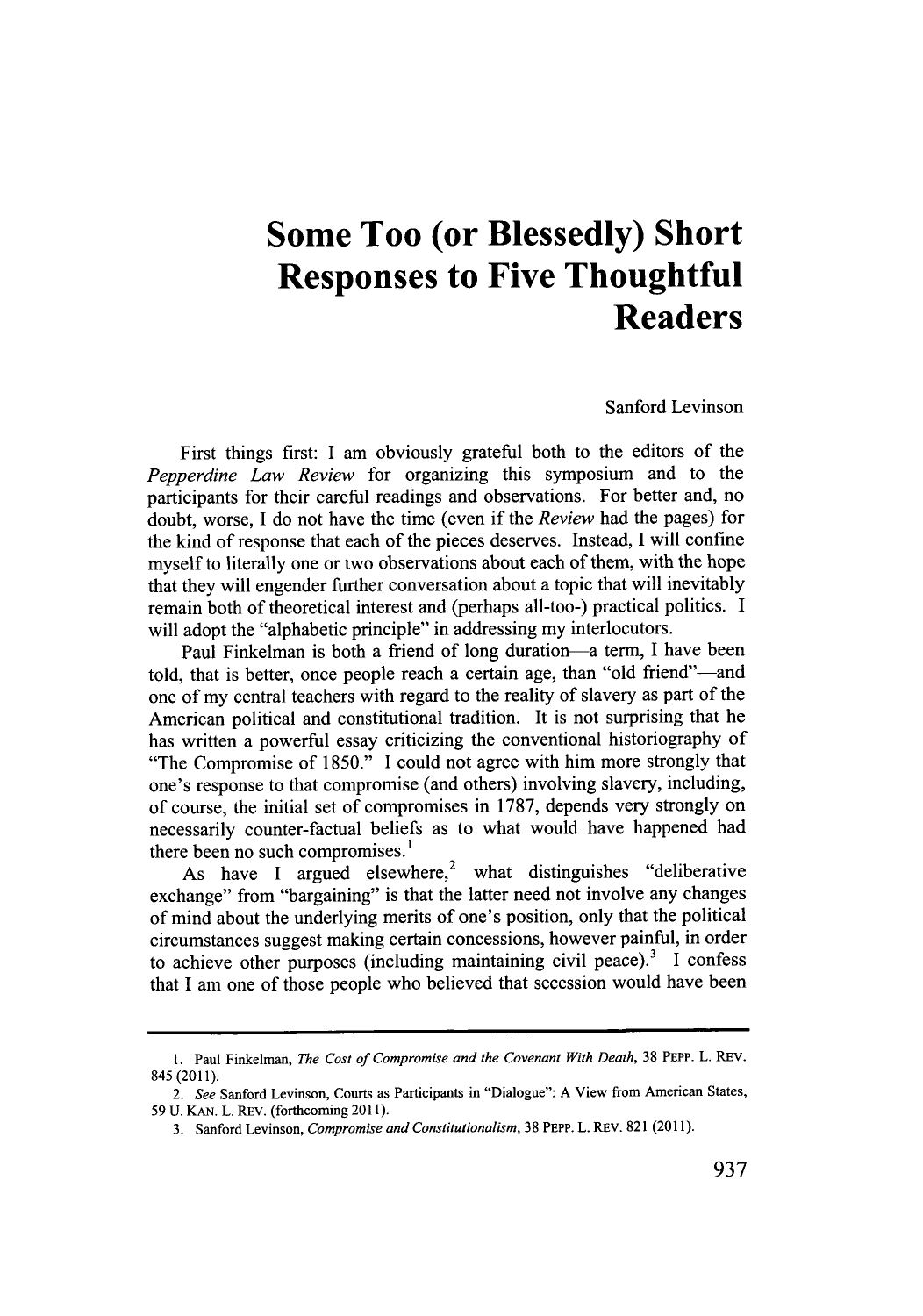# Some Too (or Blessedly) Short Responses to Five Thoughtful Readers

Sanford Levinson

First things first: I am obviously grateful both to the editors of the *Pepperdine Law Review* for organizing this symposium and to the participants for their careful readings and observations. For better and, no doubt, worse, I do not have the time (even if the *Review* had the pages) for the kind of response that each of the pieces deserves. Instead, I will confine myself to literally one or two observations about each of them, with the hope that they will engender further conversation about a topic that will inevitably remain both of theoretical interest and (perhaps all-too-) practical politics. I will adopt the "alphabetic principle" in addressing my interlocutors.

Paul Finkelman is both a friend of long duration—a term, I have been told, that is better, once people reach a certain age, than "old friend"—and one of my central teachers with regard to the reality of slavery as part of the American political and constitutional tradition. It is not surprising that he has written a powerful essay criticizing the conventional historiography of "The Compromise of 1850." I could not agree with him more strongly that one's response to that compromise (and others) involving slavery, including, of course, the initial set of compromises in 1787, depends very strongly on necessarily counter-factual beliefs as to what would have happened had there been no such compromises.[1]

As have I argued elsewhere,[2] what distinguishes "deliberative exchange" from "bargaining" is that the latter need not involve any changes of mind about the underlying merits of one's position, only that the political circumstances suggest making certain concessions, however painful, in order to achieve other purposes (including maintaining civil peace).[3] I confess that I am one of those people who believed that secession would have been

---

1. Paul Finkelman, *The Cost of Compromise and the Covenant With Death*, 38 PEPP. L. REV. 845 (2011).

2. *See* Sanford Levinson, Courts as Participants in "Dialogue": A View from American States, 59 U. KAN. L. REV. (forthcoming 2011).

3. Sanford Levinson, *Compromise and Constitutionalism*, 38 PEPP. L. REV. 821 (2011).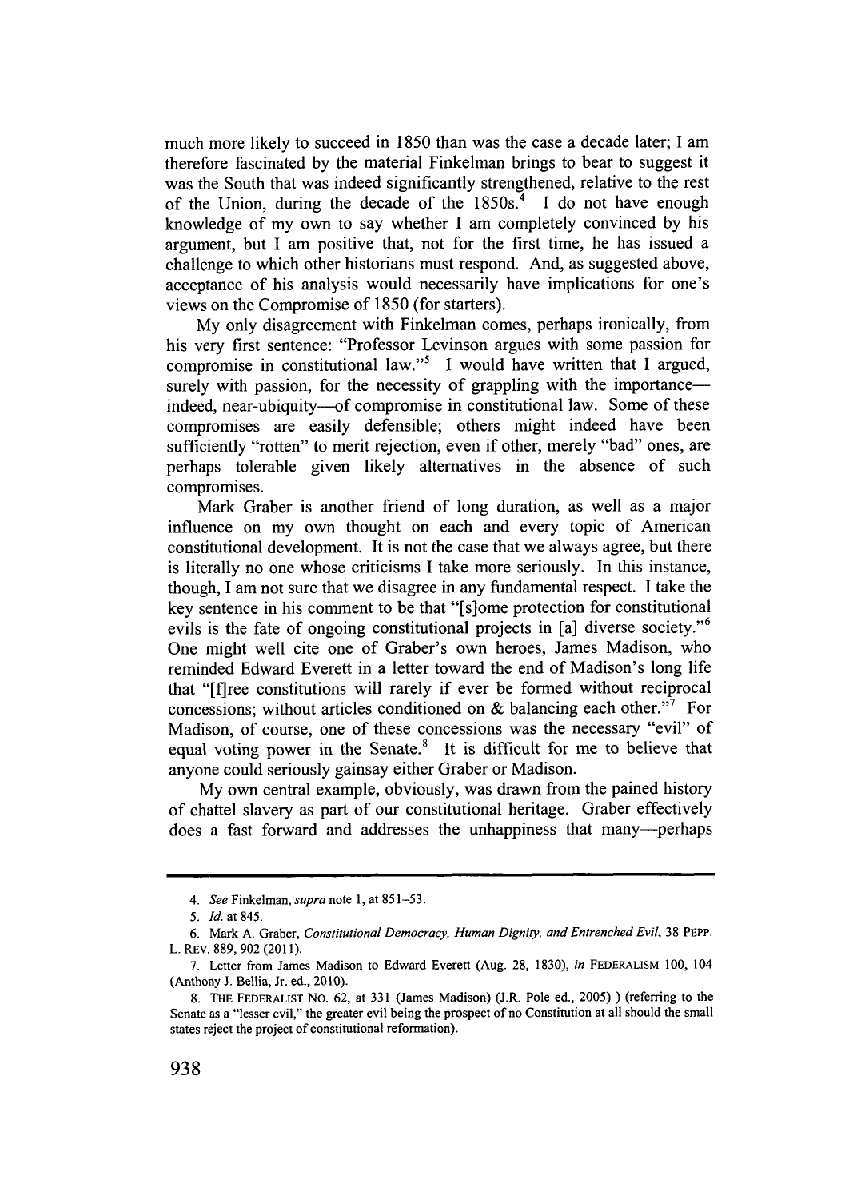much more likely to succeed in 1850 than was the case a decade later; I am therefore fascinated by the material Finkelman brings to bear to suggest it was the South that was indeed significantly strengthened, relative to the rest of the Union, during the decade of the 1850s.[4] I do not have enough knowledge of my own to say whether I am completely convinced by his argument, but I am positive that, not for the first time, he has issued a challenge to which other historians must respond. And, as suggested above, acceptance of his analysis would necessarily have implications for one's views on the Compromise of 1850 (for starters).

My only disagreement with Finkelman comes, perhaps ironically, from his very first sentence: "Professor Levinson argues with some passion for compromise in constitutional law."[5] I would have written that I argued, surely with passion, for the necessity of grappling with the importance—indeed, near-ubiquity—of compromise in constitutional law. Some of these compromises are easily defensible; others might indeed have been sufficiently "rotten" to merit rejection, even if other, merely "bad" ones, are perhaps tolerable given likely alternatives in the absence of such compromises.

Mark Graber is another friend of long duration, as well as a major influence on my own thought on each and every topic of American constitutional development. It is not the case that we always agree, but there is literally no one whose criticisms I take more seriously. In this instance, though, I am not sure that we disagree in any fundamental respect. I take the key sentence in his comment to be that "[s]ome protection for constitutional evils is the fate of ongoing constitutional projects in [a] diverse society."[6] One might well cite one of Graber's own heroes, James Madison, who reminded Edward Everett in a letter toward the end of Madison's long life that "[f]ree constitutions will rarely if ever be formed without reciprocal concessions; without articles conditioned on & balancing each other."[7] For Madison, of course, one of these concessions was the necessary "evil" of equal voting power in the Senate.[8] It is difficult for me to believe that anyone could seriously gainsay either Graber or Madison.

My own central example, obviously, was drawn from the pained history of chattel slavery as part of our constitutional heritage. Graber effectively does a fast forward and addresses the unhappiness that many—perhaps

---

4. *See* Finkelman, *supra* note 1, at 851–53.

5. *Id.* at 845.

6. Mark A. Graber, *Constitutional Democracy, Human Dignity, and Entrenched Evil*, 38 PEPP. L. REV. 889, 902 (2011).

7. Letter from James Madison to Edward Everett (Aug. 28, 1830), *in* FEDERALISM 100, 104 (Anthony J. Bellia, Jr. ed., 2010).

8. THE FEDERALIST NO. 62, at 331 (James Madison) (J.R. Pole ed., 2005) ) (referring to the Senate as a "lesser evil," the greater evil being the prospect of no Constitution at all should the small states reject the project of constitutional reformation).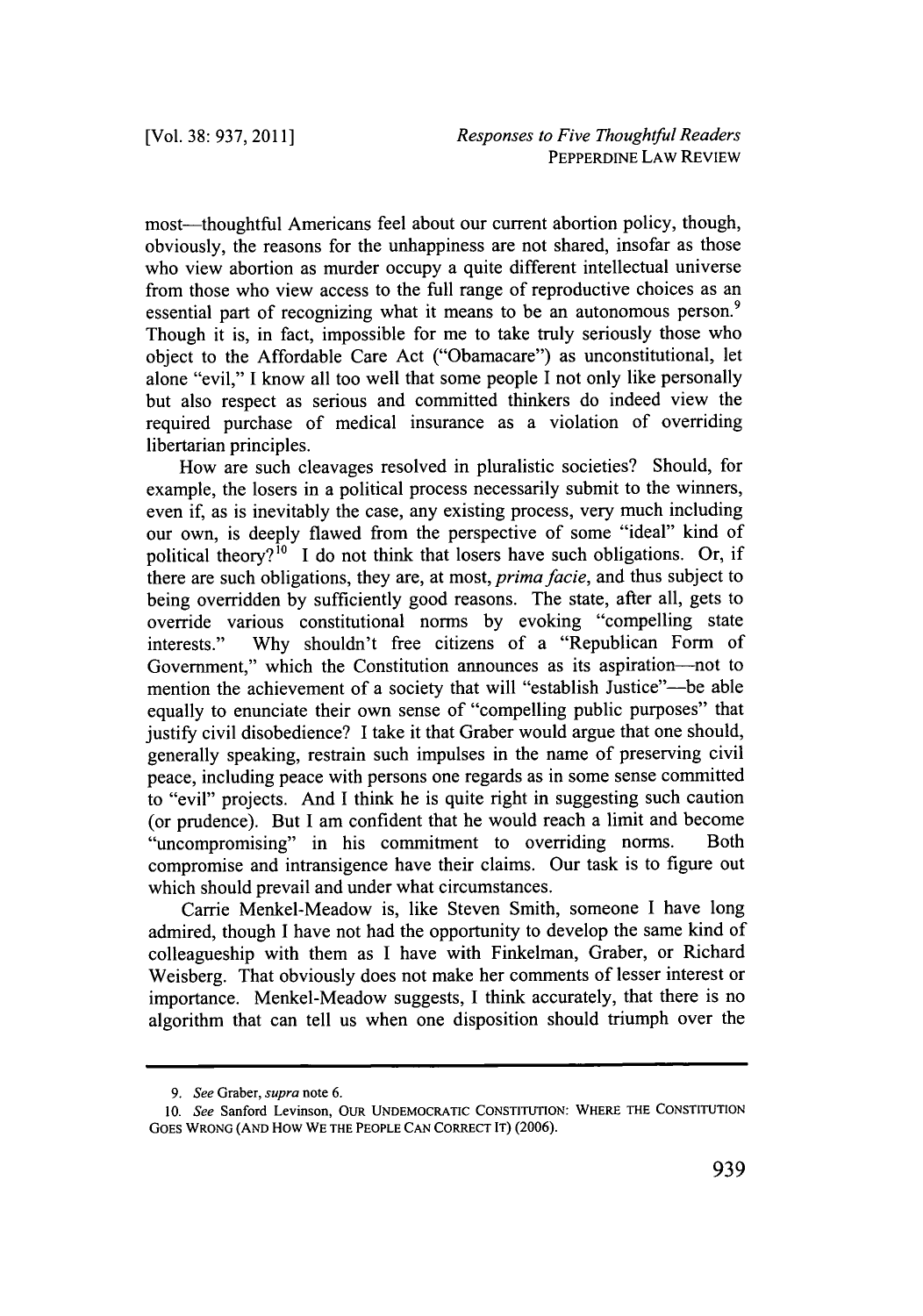most—thoughtful Americans feel about our current abortion policy, though, obviously, the reasons for the unhappiness are not shared, insofar as those who view abortion as murder occupy a quite different intellectual universe from those who view access to the full range of reproductive choices as an essential part of recognizing what it means to be an autonomous person.[9] Though it is, in fact, impossible for me to take truly seriously those who object to the Affordable Care Act ("Obamacare") as unconstitutional, let alone "evil," I know all too well that some people I not only like personally but also respect as serious and committed thinkers do indeed view the required purchase of medical insurance as a violation of overriding libertarian principles.

How are such cleavages resolved in pluralistic societies? Should, for example, the losers in a political process necessarily submit to the winners, even if, as is inevitably the case, any existing process, very much including our own, is deeply flawed from the perspective of some "ideal" kind of political theory?[10] I do not think that losers have such obligations. Or, if there are such obligations, they are, at most, *prima facie*, and thus subject to being overridden by sufficiently good reasons. The state, after all, gets to override various constitutional norms by evoking "compelling state interests." Why shouldn't free citizens of a "Republican Form of Government," which the Constitution announces as its aspiration—not to mention the achievement of a society that will "establish Justice"—be able equally to enunciate their own sense of "compelling public purposes" that justify civil disobedience? I take it that Graber would argue that one should, generally speaking, restrain such impulses in the name of preserving civil peace, including peace with persons one regards as in some sense committed to "evil" projects. And I think he is quite right in suggesting such caution (or prudence). But I am confident that he would reach a limit and become "uncompromising" in his commitment to overriding norms. Both compromise and intransigence have their claims. Our task is to figure out which should prevail and under what circumstances.

Carrie Menkel-Meadow is, like Steven Smith, someone I have long admired, though I have not had the opportunity to develop the same kind of colleagueship with them as I have with Finkelman, Graber, or Richard Weisberg. That obviously does not make her comments of lesser interest or importance. Menkel-Meadow suggests, I think accurately, that there is no algorithm that can tell us when one disposition should triumph over the

---

9. *See* Graber, *supra* note 6.

10. *See* Sanford Levinson, OUR UNDEMOCRATIC CONSTITUTION: WHERE THE CONSTITUTION GOES WRONG (AND HOW WE THE PEOPLE CAN CORRECT IT) (2006).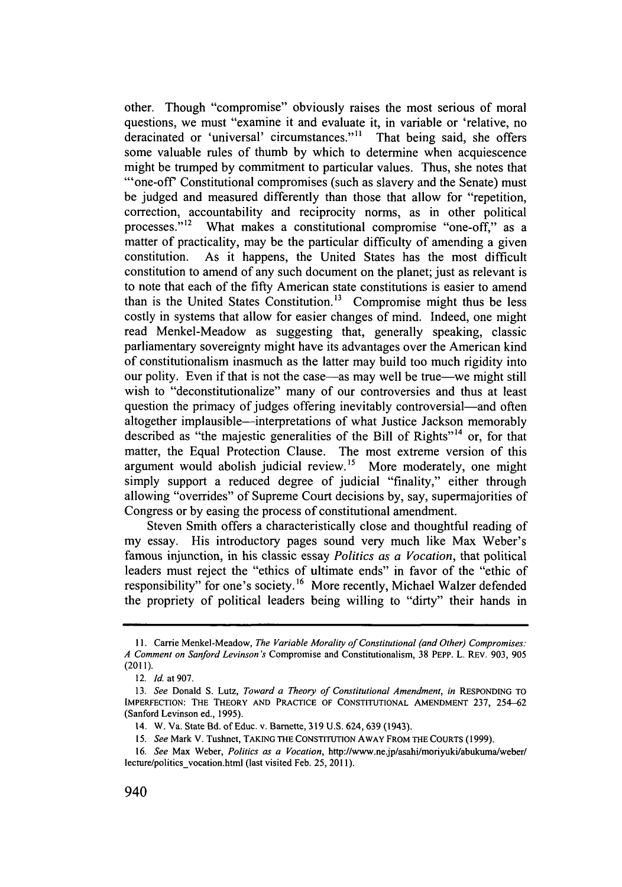other. Though "compromise" obviously raises the most serious of moral questions, we must "examine it and evaluate it, in variable or 'relative, no deracinated or 'universal' circumstances."[11] That being said, she offers some valuable rules of thumb by which to determine when acquiescence might be trumped by commitment to particular values. Thus, she notes that "'one-off' Constitutional compromises (such as slavery and the Senate) must be judged and measured differently than those that allow for "repetition, correction, accountability and reciprocity norms, as in other political processes."[12] What makes a constitutional compromise "one-off," as a matter of practicality, may be the particular difficulty of amending a given constitution. As it happens, the United States has the most difficult constitution to amend of any such document on the planet; just as relevant is to note that each of the fifty American state constitutions is easier to amend than is the United States Constitution.[13] Compromise might thus be less costly in systems that allow for easier changes of mind. Indeed, one might read Menkel-Meadow as suggesting that, generally speaking, classic parliamentary sovereignty might have its advantages over the American kind of constitutionalism inasmuch as the latter may build too much rigidity into our polity. Even if that is not the case—as may well be true—we might still wish to "deconstitutionalize" many of our controversies and thus at least question the primacy of judges offering inevitably controversial—and often altogether implausible—interpretations of what Justice Jackson memorably described as "the majestic generalities of the Bill of Rights"[14] or, for that matter, the Equal Protection Clause. The most extreme version of this argument would abolish judicial review.[15] More moderately, one might simply support a reduced degree of judicial "finality," either through allowing "overrides" of Supreme Court decisions by, say, supermajorities of Congress or by easing the process of constitutional amendment.

Steven Smith offers a characteristically close and thoughtful reading of my essay. His introductory pages sound very much like Max Weber's famous injunction, in his classic essay *Politics as a Vocation*, that political leaders must reject the "ethics of ultimate ends" in favor of the "ethic of responsibility" for one's society.[16] More recently, Michael Walzer defended the propriety of political leaders being willing to "dirty" their hands in

---

11. Carrie Menkel-Meadow, *The Variable Morality of Constitutional (and Other) Compromises: A Comment on Sanford Levinson's* Compromise and Constitutionalism, 38 PEPP. L. REV. 903, 905 (2011).

12. *Id.* at 907.

13. *See* Donald S. Lutz, *Toward a Theory of Constitutional Amendment*, *in* RESPONDING TO IMPERFECTION: THE THEORY AND PRACTICE OF CONSTITUTIONAL AMENDMENT 237, 254–62 (Sanford Levinson ed., 1995).

14. W. Va. State Bd. of Educ. v. Barnette, 319 U.S. 624, 639 (1943).

15. *See* Mark V. Tushnet, TAKING THE CONSTITUTION AWAY FROM THE COURTS (1999).

16. *See* Max Weber, *Politics as a Vocation*, http://www.ne.jp/asahi/moriyuki/abukuma/weber/lecture/politics_vocation.html (last visited Feb. 25, 2011).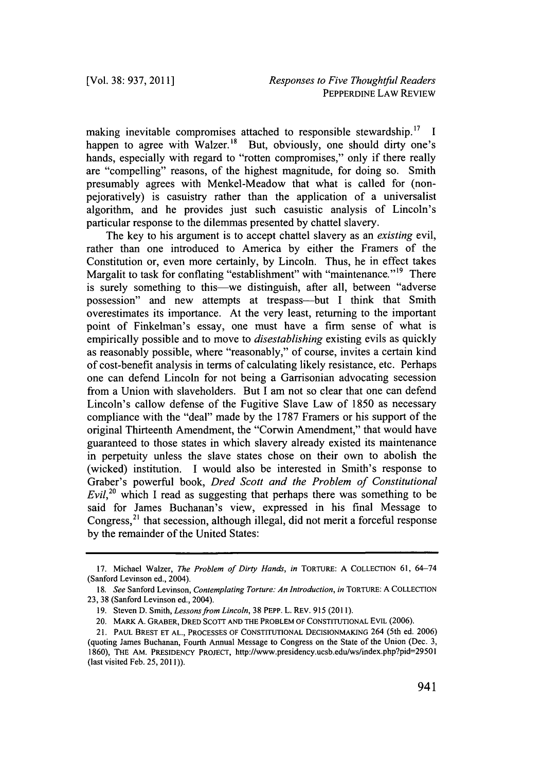making inevitable compromises attached to responsible stewardship.[17] I happen to agree with Walzer.[18] But, obviously, one should dirty one's hands, especially with regard to "rotten compromises," only if there really are "compelling" reasons, of the highest magnitude, for doing so. Smith presumably agrees with Menkel-Meadow that what is called for (non-pejoratively) is casuistry rather than the application of a universalist algorithm, and he provides just such casuistic analysis of Lincoln's particular response to the dilemmas presented by chattel slavery.

The key to his argument is to accept chattel slavery as an *existing* evil, rather than one introduced to America by either the Framers of the Constitution or, even more certainly, by Lincoln. Thus, he in effect takes Margalit to task for conflating "establishment" with "maintenance."[19] There is surely something to this—we distinguish, after all, between "adverse possession" and new attempts at trespass—but I think that Smith overestimates its importance. At the very least, returning to the important point of Finkelman's essay, one must have a firm sense of what is empirically possible and to move to *disestablishing* existing evils as quickly as reasonably possible, where "reasonably," of course, invites a certain kind of cost-benefit analysis in terms of calculating likely resistance, etc. Perhaps one can defend Lincoln for not being a Garrisonian advocating secession from a Union with slaveholders. But I am not so clear that one can defend Lincoln's callow defense of the Fugitive Slave Law of 1850 as necessary compliance with the "deal" made by the 1787 Framers or his support of the original Thirteenth Amendment, the "Corwin Amendment," that would have guaranteed to those states in which slavery already existed its maintenance in perpetuity unless the slave states chose on their own to abolish the (wicked) institution. I would also be interested in Smith's response to Graber's powerful book, *Dred Scott and the Problem of Constitutional Evil*,[20] which I read as suggesting that perhaps there was something to be said for James Buchanan's view, expressed in his final Message to Congress,[21] that secession, although illegal, did not merit a forceful response by the remainder of the United States:

---

17. Michael Walzer, *The Problem of Dirty Hands*, *in* TORTURE: A COLLECTION 61, 64–74 (Sanford Levinson ed., 2004).

18. *See* Sanford Levinson, *Contemplating Torture: An Introduction*, *in* TORTURE: A COLLECTION 23, 38 (Sanford Levinson ed., 2004).

19. Steven D. Smith, *Lessons from Lincoln*, 38 PEPP. L. REV. 915 (2011).

20. MARK A. GRABER, DRED SCOTT AND THE PROBLEM OF CONSTITUTIONAL EVIL (2006).

21. PAUL BREST ET AL., PROCESSES OF CONSTITUTIONAL DECISIONMAKING 264 (5th ed. 2006) (quoting James Buchanan, Fourth Annual Message to Congress on the State of the Union (Dec. 3, 1860), THE AM. PRESIDENCY PROJECT, http://www.presidency.ucsb.edu/ws/index.php?pid=29501 (last visited Feb. 25, 2011)).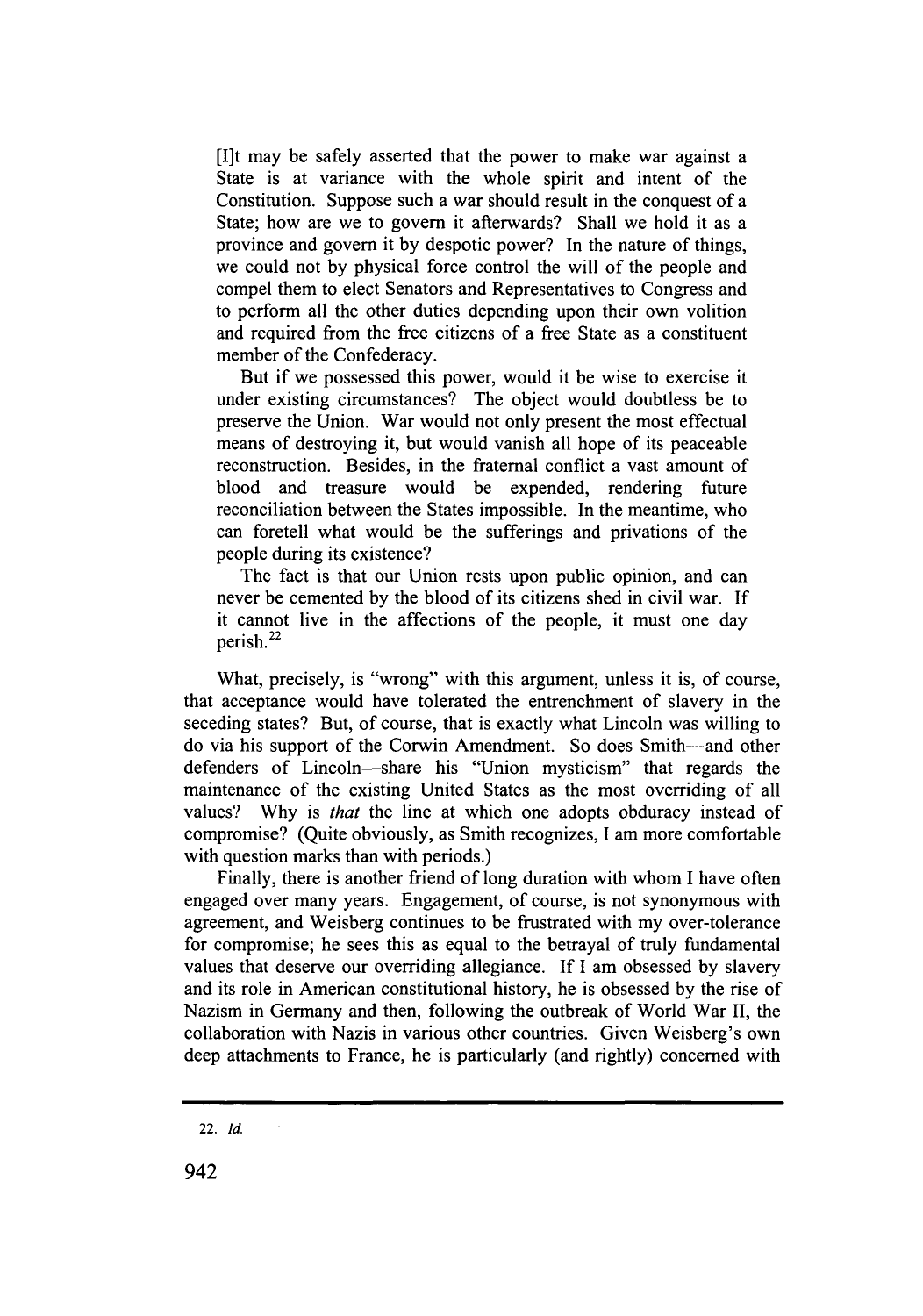> [I]t may be safely asserted that the power to make war against a State is at variance with the whole spirit and intent of the Constitution. Suppose such a war should result in the conquest of a State; how are we to govern it afterwards? Shall we hold it as a province and govern it by despotic power? In the nature of things, we could not by physical force control the will of the people and compel them to elect Senators and Representatives to Congress and to perform all the other duties depending upon their own volition and required from the free citizens of a free State as a constituent member of the Confederacy.
>
> But if we possessed this power, would it be wise to exercise it under existing circumstances? The object would doubtless be to preserve the Union. War would not only present the most effectual means of destroying it, but would vanish all hope of its peaceable reconstruction. Besides, in the fraternal conflict a vast amount of blood and treasure would be expended, rendering future reconciliation between the States impossible. In the meantime, who can foretell what would be the sufferings and privations of the people during its existence?
>
> The fact is that our Union rests upon public opinion, and can never be cemented by the blood of its citizens shed in civil war. If it cannot live in the affections of the people, it must one day perish.[22]

What, precisely, is "wrong" with this argument, unless it is, of course, that acceptance would have tolerated the entrenchment of slavery in the seceding states? But, of course, that is exactly what Lincoln was willing to do via his support of the Corwin Amendment. So does Smith—and other defenders of Lincoln—share his "Union mysticism" that regards the maintenance of the existing United States as the most overriding of all values? Why is *that* the line at which one adopts obduracy instead of compromise? (Quite obviously, as Smith recognizes, I am more comfortable with question marks than with periods.)

Finally, there is another friend of long duration with whom I have often engaged over many years. Engagement, of course, is not synonymous with agreement, and Weisberg continues to be frustrated with my over-tolerance for compromise; he sees this as equal to the betrayal of truly fundamental values that deserve our overriding allegiance. If I am obsessed by slavery and its role in American constitutional history, he is obsessed by the rise of Nazism in Germany and then, following the outbreak of World War II, the collaboration with Nazis in various other countries. Given Weisberg's own deep attachments to France, he is particularly (and rightly) concerned with

---

22. *Id.*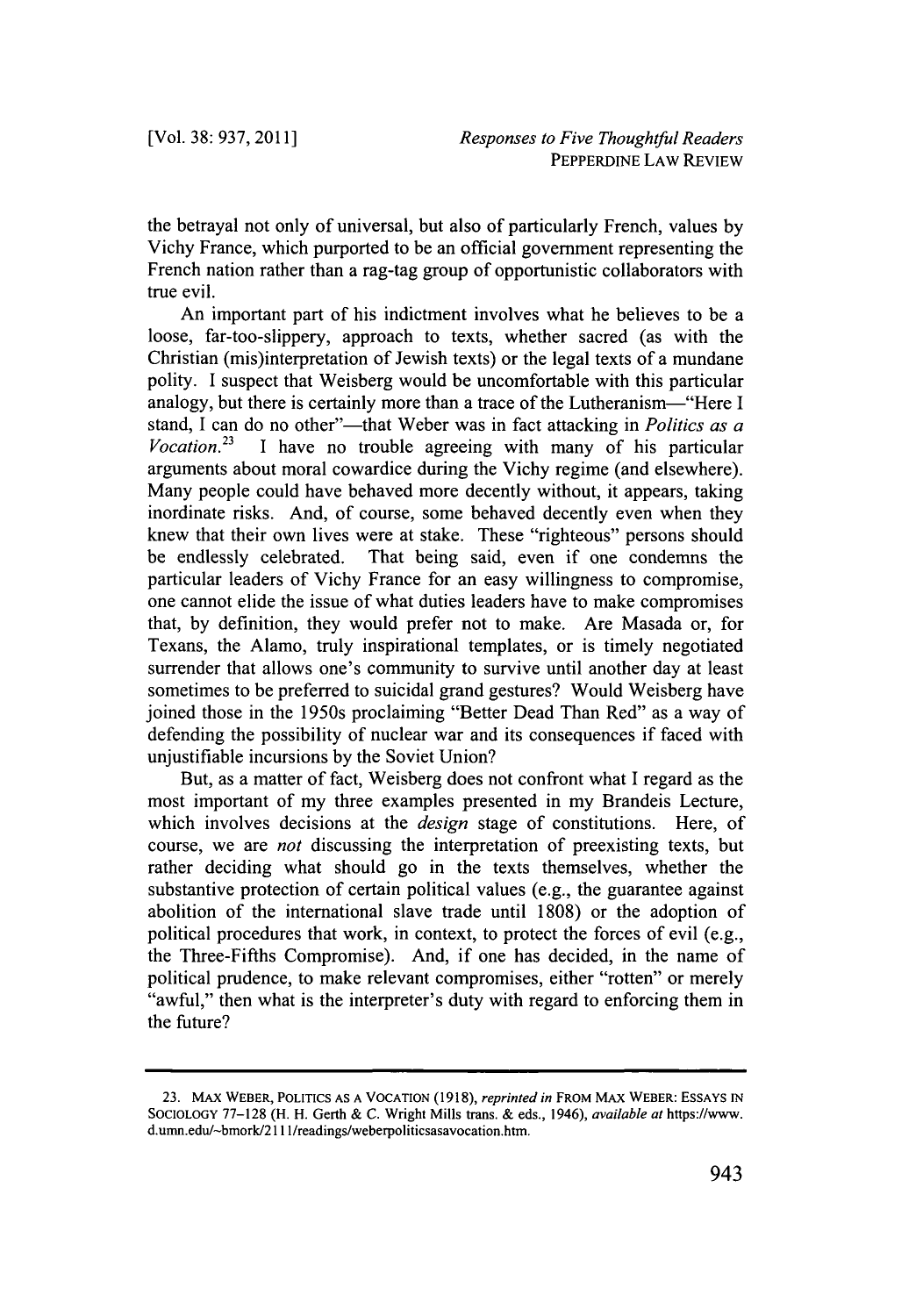the betrayal not only of universal, but also of particularly French, values by Vichy France, which purported to be an official government representing the French nation rather than a rag-tag group of opportunistic collaborators with true evil.

An important part of his indictment involves what he believes to be a loose, far-too-slippery, approach to texts, whether sacred (as with the Christian (mis)interpretation of Jewish texts) or the legal texts of a mundane polity. I suspect that Weisberg would be uncomfortable with this particular analogy, but there is certainly more than a trace of the Lutheranism—"Here I stand, I can do no other"—that Weber was in fact attacking in *Politics as a Vocation*.[23] I have no trouble agreeing with many of his particular arguments about moral cowardice during the Vichy regime (and elsewhere). Many people could have behaved more decently without, it appears, taking inordinate risks. And, of course, some behaved decently even when they knew that their own lives were at stake. These "righteous" persons should be endlessly celebrated. That being said, even if one condemns the particular leaders of Vichy France for an easy willingness to compromise, one cannot elide the issue of what duties leaders have to make compromises that, by definition, they would prefer not to make. Are Masada or, for Texans, the Alamo, truly inspirational templates, or is timely negotiated surrender that allows one's community to survive until another day at least sometimes to be preferred to suicidal grand gestures? Would Weisberg have joined those in the 1950s proclaiming "Better Dead Than Red" as a way of defending the possibility of nuclear war and its consequences if faced with unjustifiable incursions by the Soviet Union?

But, as a matter of fact, Weisberg does not confront what I regard as the most important of my three examples presented in my Brandeis Lecture, which involves decisions at the *design* stage of constitutions. Here, of course, we are *not* discussing the interpretation of preexisting texts, but rather deciding what should go in the texts themselves, whether the substantive protection of certain political values (e.g., the guarantee against abolition of the international slave trade until 1808) or the adoption of political procedures that work, in context, to protect the forces of evil (e.g., the Three-Fifths Compromise). And, if one has decided, in the name of political prudence, to make relevant compromises, either "rotten" or merely "awful," then what is the interpreter's duty with regard to enforcing them in the future?

---

23. MAX WEBER, POLITICS AS A VOCATION (1918), *reprinted in* FROM MAX WEBER: ESSAYS IN SOCIOLOGY 77–128 (H. H. Gerth & C. Wright Mills trans. & eds., 1946), *available at* https://www.d.umn.edu/~bmork/2111/readings/weberpoliticsasavocation.htm.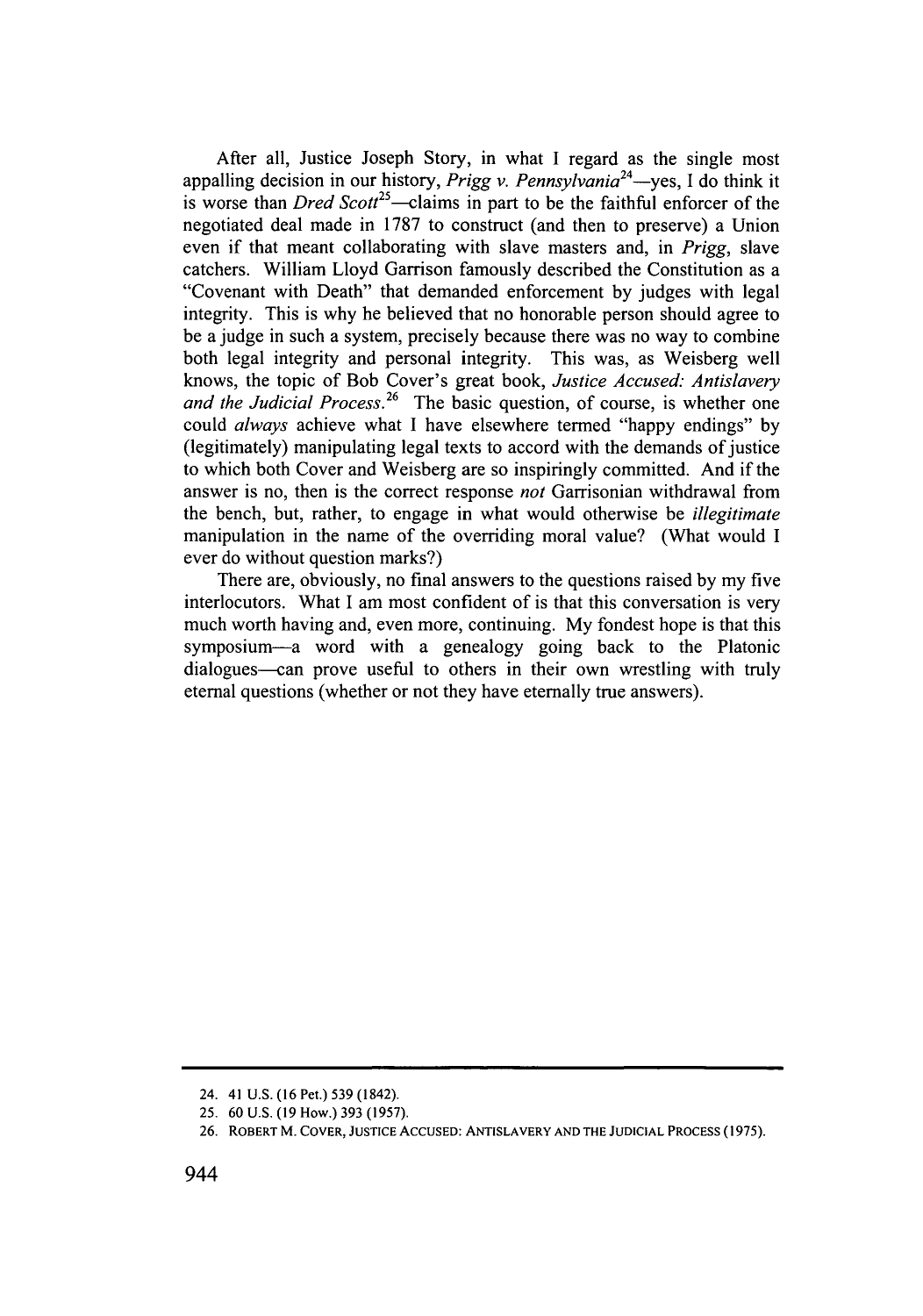After all, Justice Joseph Story, in what I regard as the single most appalling decision in our history, *Prigg v. Pennsylvania*[24]—yes, I do think it is worse than *Dred Scott*[25]—claims in part to be the faithful enforcer of the negotiated deal made in 1787 to construct (and then to preserve) a Union even if that meant collaborating with slave masters and, in *Prigg*, slave catchers. William Lloyd Garrison famously described the Constitution as a "Covenant with Death" that demanded enforcement by judges with legal integrity. This is why he believed that no honorable person should agree to be a judge in such a system, precisely because there was no way to combine both legal integrity and personal integrity. This was, as Weisberg well knows, the topic of Bob Cover's great book, *Justice Accused: Antislavery and the Judicial Process*.[26] The basic question, of course, is whether one could *always* achieve what I have elsewhere termed "happy endings" by (legitimately) manipulating legal texts to accord with the demands of justice to which both Cover and Weisberg are so inspiringly committed. And if the answer is no, then is the correct response *not* Garrisonian withdrawal from the bench, but, rather, to engage in what would otherwise be *illegitimate* manipulation in the name of the overriding moral value? (What would I ever do without question marks?)

There are, obviously, no final answers to the questions raised by my five interlocutors. What I am most confident of is that this conversation is very much worth having and, even more, continuing. My fondest hope is that this symposium—a word with a genealogy going back to the Platonic dialogues—can prove useful to others in their own wrestling with truly eternal questions (whether or not they have eternally true answers).

---

24. 41 U.S. (16 Pet.) 539 (1842).
25. 60 U.S. (19 How.) 393 (1957).
26. ROBERT M. COVER, JUSTICE ACCUSED: ANTISLAVERY AND THE JUDICIAL PROCESS (1975).